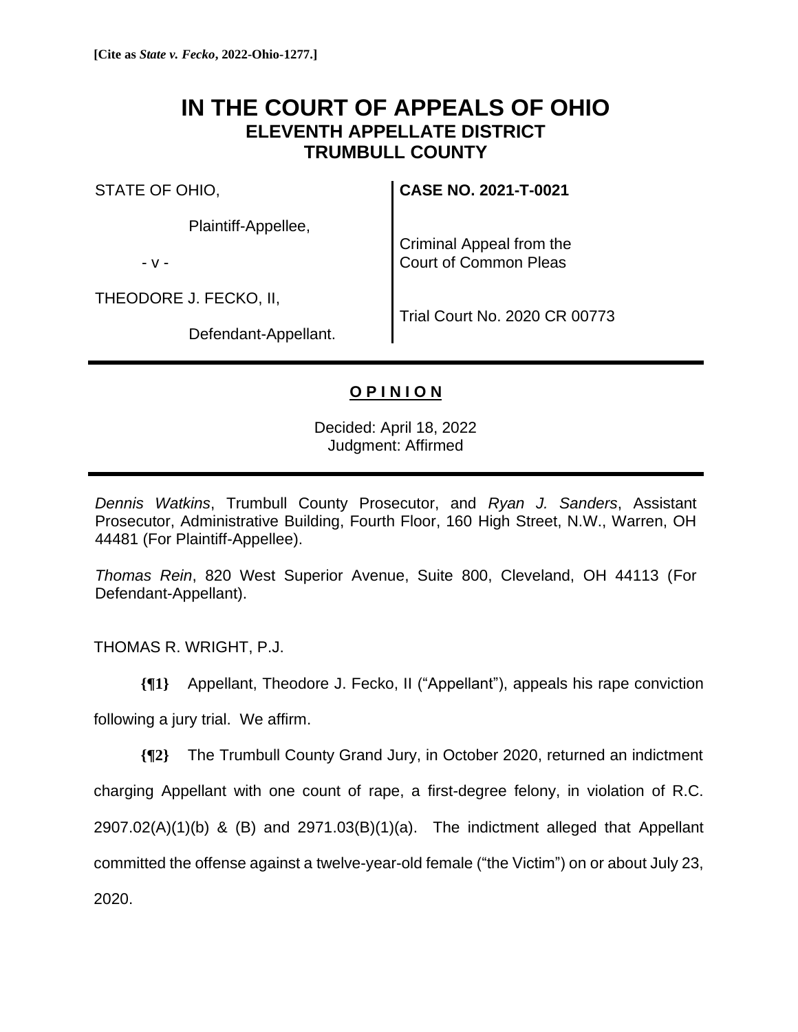**[Cite as *State v. Fecko*, 2022-Ohio-1277.]**

# IN THE COURT OF APPEALS OF OHIO
## ELEVENTH APPELLATE DISTRICT
## TRUMBULL COUNTY

| | |
|---|---|
| STATE OF OHIO,<br><br>Plaintiff-Appellee,<br><br>- v -<br><br>THEODORE J. FECKO, II,<br><br>Defendant-Appellant. | **CASE NO. 2021-T-0021**<br><br>Criminal Appeal from the Court of Common Pleas<br><br>Trial Court No. 2020 CR 00773 |

---

**O P I N I O N**

Decided: April 18, 2022
Judgment: Affirmed

---

*Dennis Watkins*, Trumbull County Prosecutor, and *Ryan J. Sanders*, Assistant Prosecutor, Administrative Building, Fourth Floor, 160 High Street, N.W., Warren, OH 44481 (For Plaintiff-Appellee).

*Thomas Rein*, 820 West Superior Avenue, Suite 800, Cleveland, OH 44113 (For Defendant-Appellant).

THOMAS R. WRIGHT, P.J.

**{¶1}** Appellant, Theodore J. Fecko, II ("Appellant"), appeals his rape conviction following a jury trial. We affirm.

**{¶2}** The Trumbull County Grand Jury, in October 2020, returned an indictment charging Appellant with one count of rape, a first-degree felony, in violation of R.C. 2907.02(A)(1)(b) & (B) and 2971.03(B)(1)(a). The indictment alleged that Appellant committed the offense against a twelve-year-old female ("the Victim") on or about July 23, 2020.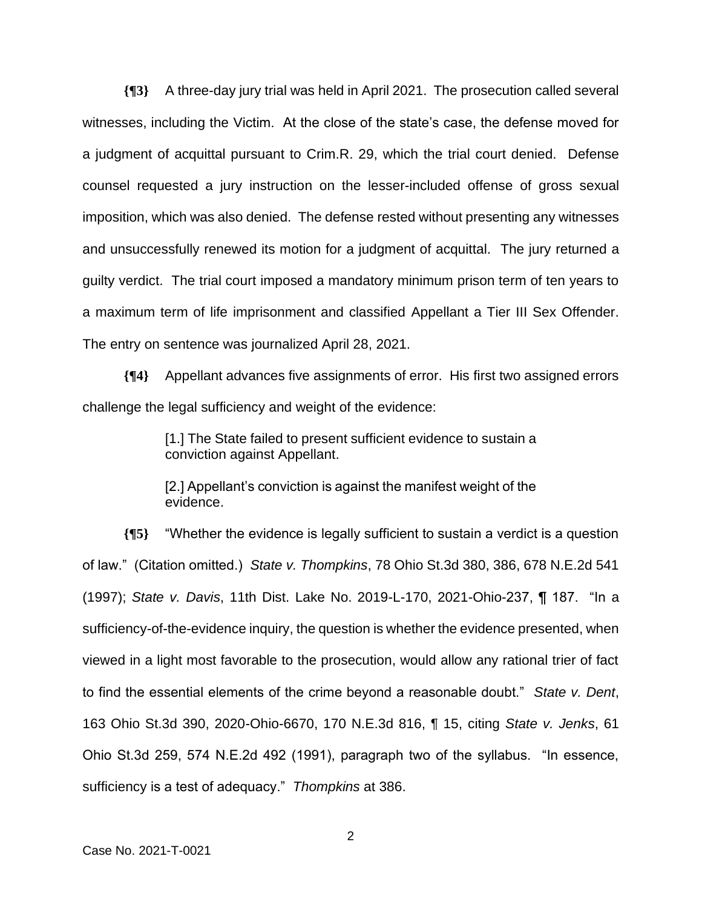**{¶3}** A three-day jury trial was held in April 2021. The prosecution called several witnesses, including the Victim. At the close of the state's case, the defense moved for a judgment of acquittal pursuant to Crim.R. 29, which the trial court denied. Defense counsel requested a jury instruction on the lesser-included offense of gross sexual imposition, which was also denied. The defense rested without presenting any witnesses and unsuccessfully renewed its motion for a judgment of acquittal. The jury returned a guilty verdict. The trial court imposed a mandatory minimum prison term of ten years to a maximum term of life imprisonment and classified Appellant a Tier III Sex Offender. The entry on sentence was journalized April 28, 2021.

**{¶4}** Appellant advances five assignments of error. His first two assigned errors challenge the legal sufficiency and weight of the evidence:

> [1.] The State failed to present sufficient evidence to sustain a conviction against Appellant.
>
> [2.] Appellant's conviction is against the manifest weight of the evidence.

**{¶5}** "Whether the evidence is legally sufficient to sustain a verdict is a question of law." (Citation omitted.) *State v. Thompkins*, 78 Ohio St.3d 380, 386, 678 N.E.2d 541 (1997); *State v. Davis*, 11th Dist. Lake No. 2019-L-170, 2021-Ohio-237, ¶ 187. "In a sufficiency-of-the-evidence inquiry, the question is whether the evidence presented, when viewed in a light most favorable to the prosecution, would allow any rational trier of fact to find the essential elements of the crime beyond a reasonable doubt." *State v. Dent*, 163 Ohio St.3d 390, 2020-Ohio-6670, 170 N.E.3d 816, ¶ 15, citing *State v. Jenks*, 61 Ohio St.3d 259, 574 N.E.2d 492 (1991), paragraph two of the syllabus. "In essence, sufficiency is a test of adequacy." *Thompkins* at 386.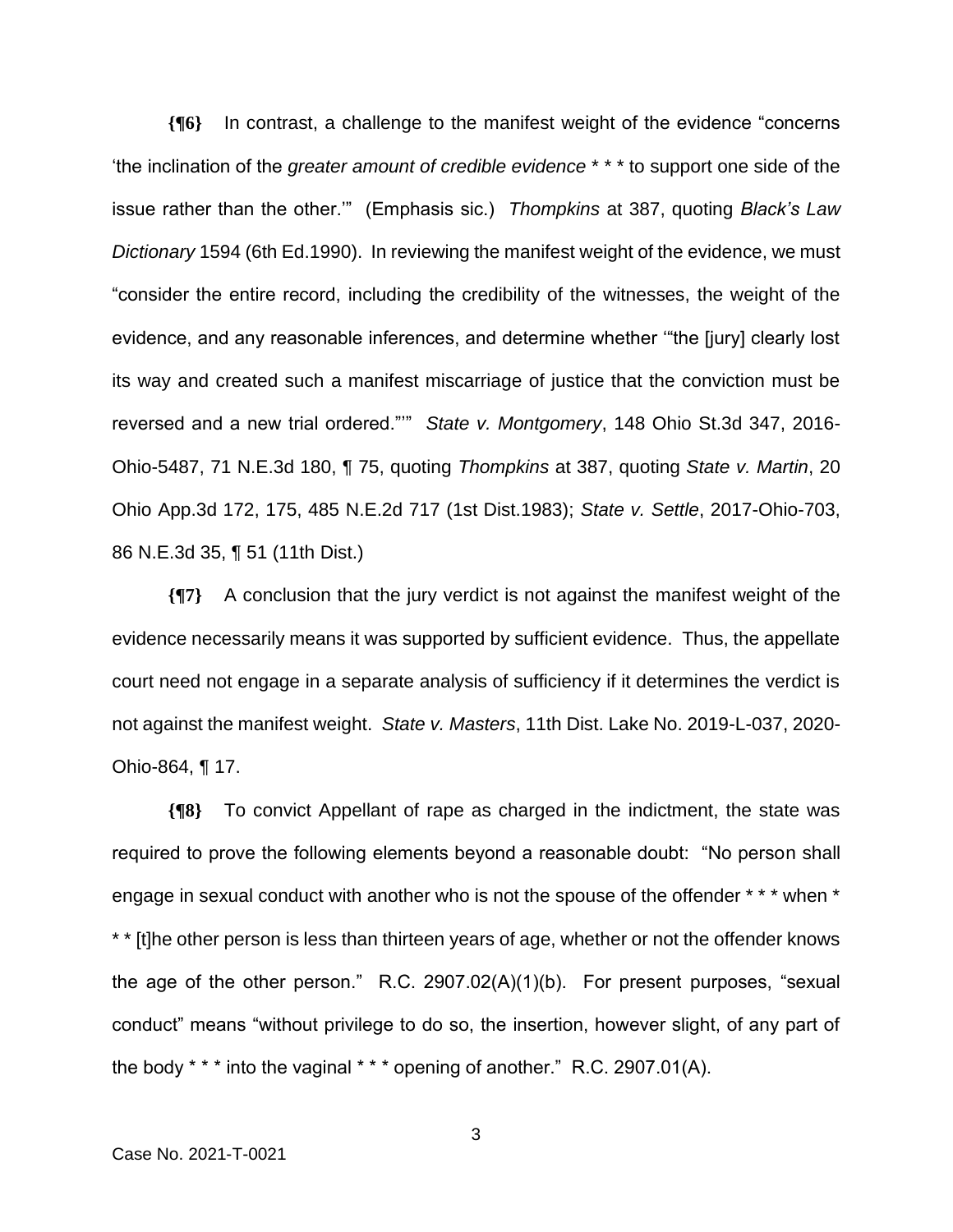**{¶6}** In contrast, a challenge to the manifest weight of the evidence "concerns 'the inclination of the *greater amount of credible evidence* * * * to support one side of the issue rather than the other.'" (Emphasis sic.) *Thompkins* at 387, quoting *Black's Law Dictionary* 1594 (6th Ed.1990). In reviewing the manifest weight of the evidence, we must "consider the entire record, including the credibility of the witnesses, the weight of the evidence, and any reasonable inferences, and determine whether '"the [jury] clearly lost its way and created such a manifest miscarriage of justice that the conviction must be reversed and a new trial ordered."'" *State v. Montgomery*, 148 Ohio St.3d 347, 2016-Ohio-5487, 71 N.E.3d 180, ¶ 75, quoting *Thompkins* at 387, quoting *State v. Martin*, 20 Ohio App.3d 172, 175, 485 N.E.2d 717 (1st Dist.1983); *State v. Settle*, 2017-Ohio-703, 86 N.E.3d 35, ¶ 51 (11th Dist.)

**{¶7}** A conclusion that the jury verdict is not against the manifest weight of the evidence necessarily means it was supported by sufficient evidence. Thus, the appellate court need not engage in a separate analysis of sufficiency if it determines the verdict is not against the manifest weight. *State v. Masters*, 11th Dist. Lake No. 2019-L-037, 2020-Ohio-864, ¶ 17.

**{¶8}** To convict Appellant of rape as charged in the indictment, the state was required to prove the following elements beyond a reasonable doubt: "No person shall engage in sexual conduct with another who is not the spouse of the offender * * * when * * * [t]he other person is less than thirteen years of age, whether or not the offender knows the age of the other person." R.C. 2907.02(A)(1)(b). For present purposes, "sexual conduct" means "without privilege to do so, the insertion, however slight, of any part of the body * * * into the vaginal * * * opening of another." R.C. 2907.01(A).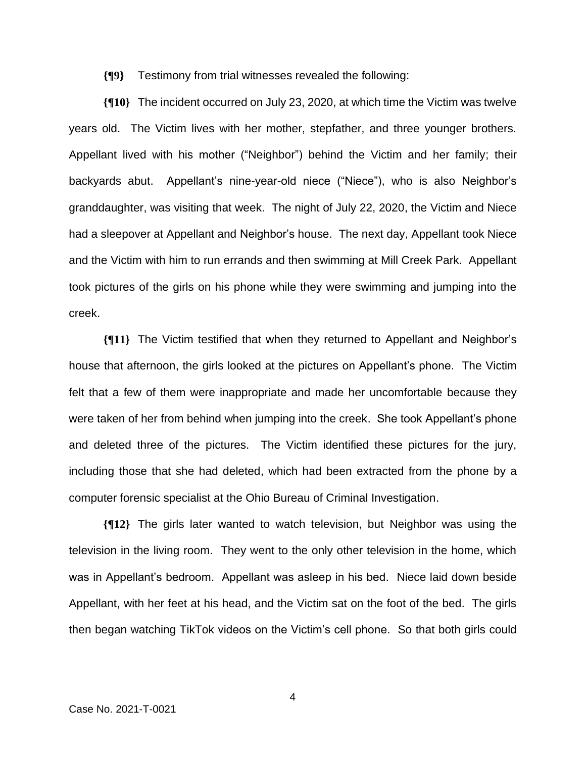**{¶9}** Testimony from trial witnesses revealed the following:

**{¶10}** The incident occurred on July 23, 2020, at which time the Victim was twelve years old. The Victim lives with her mother, stepfather, and three younger brothers. Appellant lived with his mother ("Neighbor") behind the Victim and her family; their backyards abut. Appellant's nine-year-old niece ("Niece"), who is also Neighbor's granddaughter, was visiting that week. The night of July 22, 2020, the Victim and Niece had a sleepover at Appellant and Neighbor's house. The next day, Appellant took Niece and the Victim with him to run errands and then swimming at Mill Creek Park. Appellant took pictures of the girls on his phone while they were swimming and jumping into the creek.

**{¶11}** The Victim testified that when they returned to Appellant and Neighbor's house that afternoon, the girls looked at the pictures on Appellant's phone. The Victim felt that a few of them were inappropriate and made her uncomfortable because they were taken of her from behind when jumping into the creek. She took Appellant's phone and deleted three of the pictures. The Victim identified these pictures for the jury, including those that she had deleted, which had been extracted from the phone by a computer forensic specialist at the Ohio Bureau of Criminal Investigation.

**{¶12}** The girls later wanted to watch television, but Neighbor was using the television in the living room. They went to the only other television in the home, which was in Appellant's bedroom. Appellant was asleep in his bed. Niece laid down beside Appellant, with her feet at his head, and the Victim sat on the foot of the bed. The girls then began watching TikTok videos on the Victim's cell phone. So that both girls could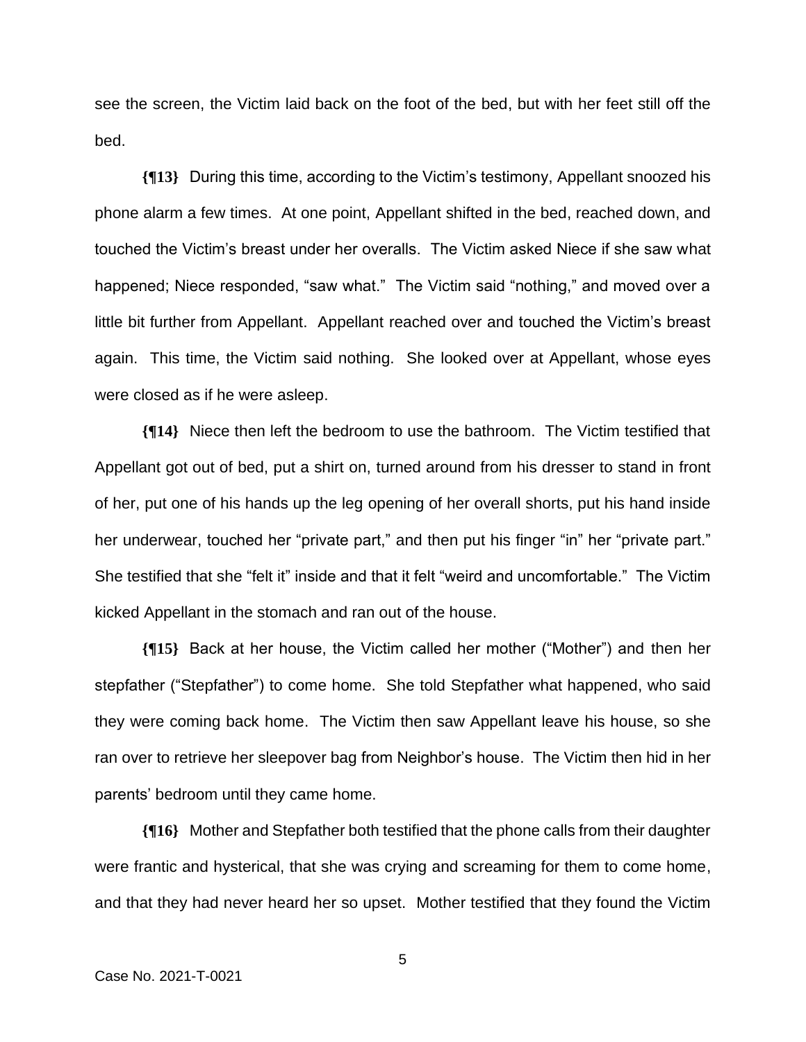see the screen, the Victim laid back on the foot of the bed, but with her feet still off the bed.

**{¶13}** During this time, according to the Victim's testimony, Appellant snoozed his phone alarm a few times. At one point, Appellant shifted in the bed, reached down, and touched the Victim's breast under her overalls. The Victim asked Niece if she saw what happened; Niece responded, "saw what." The Victim said "nothing," and moved over a little bit further from Appellant. Appellant reached over and touched the Victim's breast again. This time, the Victim said nothing. She looked over at Appellant, whose eyes were closed as if he were asleep.

**{¶14}** Niece then left the bedroom to use the bathroom. The Victim testified that Appellant got out of bed, put a shirt on, turned around from his dresser to stand in front of her, put one of his hands up the leg opening of her overall shorts, put his hand inside her underwear, touched her "private part," and then put his finger "in" her "private part." She testified that she "felt it" inside and that it felt "weird and uncomfortable." The Victim kicked Appellant in the stomach and ran out of the house.

**{¶15}** Back at her house, the Victim called her mother ("Mother") and then her stepfather ("Stepfather") to come home. She told Stepfather what happened, who said they were coming back home. The Victim then saw Appellant leave his house, so she ran over to retrieve her sleepover bag from Neighbor's house. The Victim then hid in her parents' bedroom until they came home.

**{¶16}** Mother and Stepfather both testified that the phone calls from their daughter were frantic and hysterical, that she was crying and screaming for them to come home, and that they had never heard her so upset. Mother testified that they found the Victim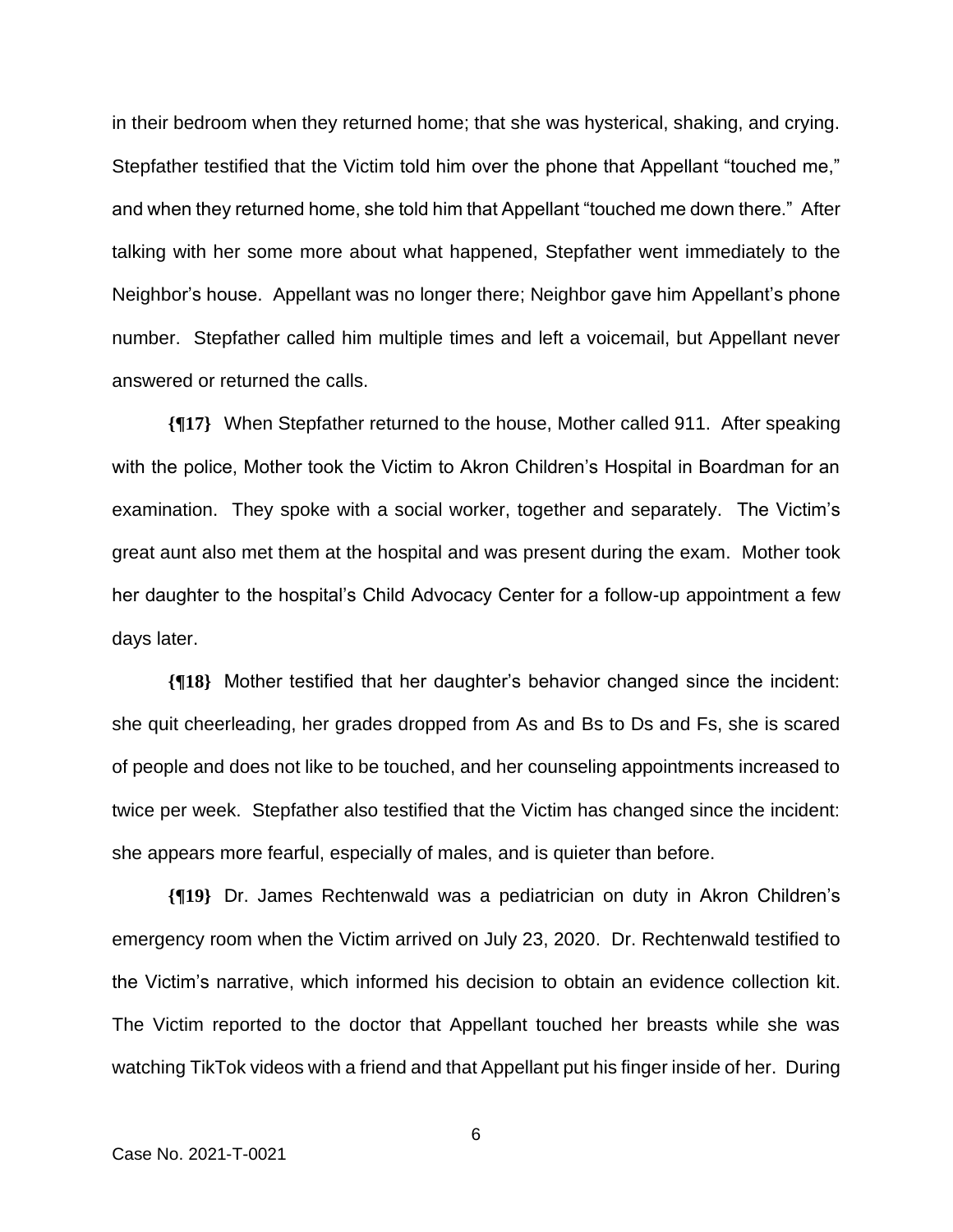in their bedroom when they returned home; that she was hysterical, shaking, and crying. Stepfather testified that the Victim told him over the phone that Appellant "touched me," and when they returned home, she told him that Appellant "touched me down there." After talking with her some more about what happened, Stepfather went immediately to the Neighbor's house. Appellant was no longer there; Neighbor gave him Appellant's phone number. Stepfather called him multiple times and left a voicemail, but Appellant never answered or returned the calls.

**{¶17}** When Stepfather returned to the house, Mother called 911. After speaking with the police, Mother took the Victim to Akron Children's Hospital in Boardman for an examination. They spoke with a social worker, together and separately. The Victim's great aunt also met them at the hospital and was present during the exam. Mother took her daughter to the hospital's Child Advocacy Center for a follow-up appointment a few days later.

**{¶18}** Mother testified that her daughter's behavior changed since the incident: she quit cheerleading, her grades dropped from As and Bs to Ds and Fs, she is scared of people and does not like to be touched, and her counseling appointments increased to twice per week. Stepfather also testified that the Victim has changed since the incident: she appears more fearful, especially of males, and is quieter than before.

**{¶19}** Dr. James Rechtenwald was a pediatrician on duty in Akron Children's emergency room when the Victim arrived on July 23, 2020. Dr. Rechtenwald testified to the Victim's narrative, which informed his decision to obtain an evidence collection kit. The Victim reported to the doctor that Appellant touched her breasts while she was watching TikTok videos with a friend and that Appellant put his finger inside of her. During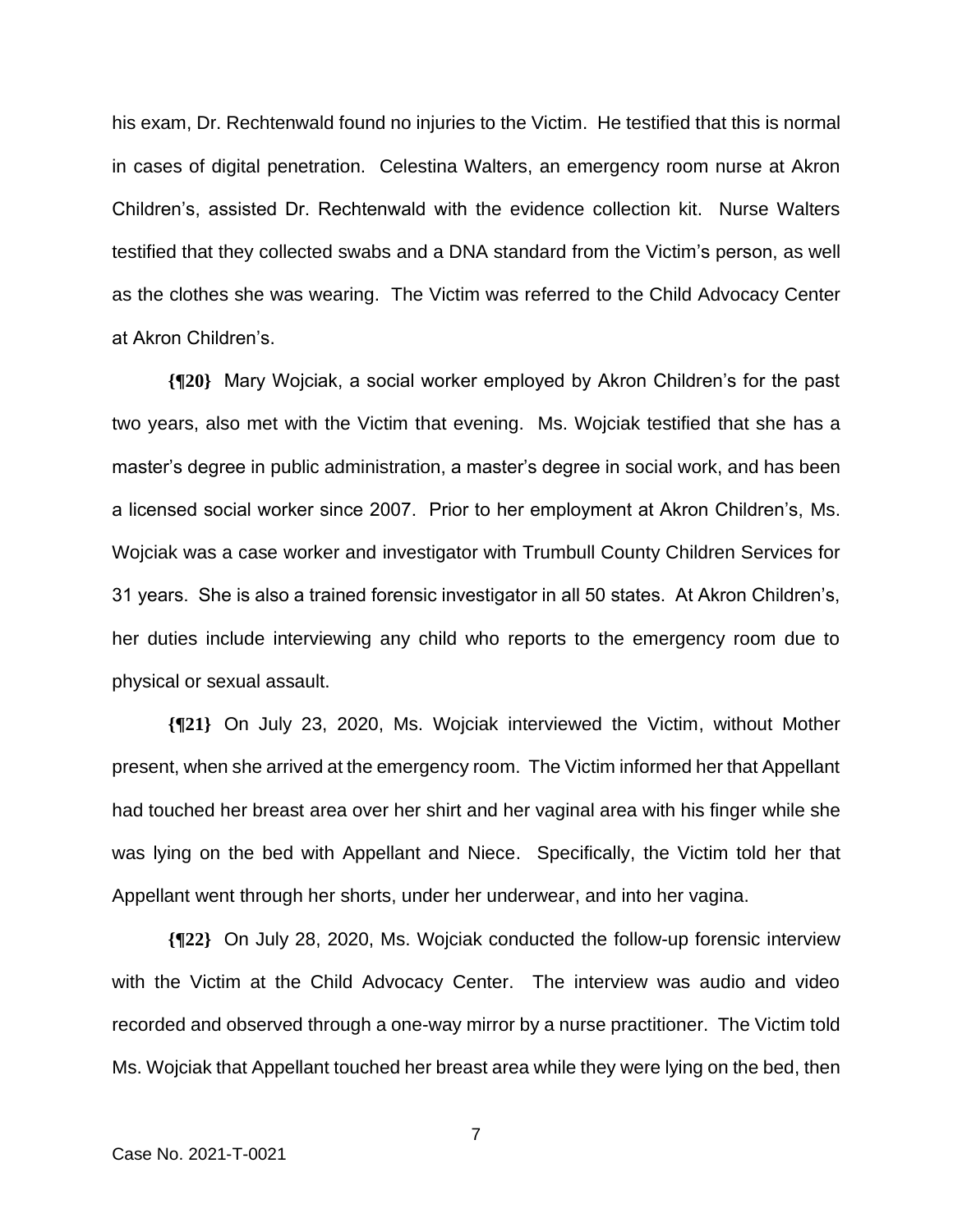his exam, Dr. Rechtenwald found no injuries to the Victim. He testified that this is normal in cases of digital penetration. Celestina Walters, an emergency room nurse at Akron Children's, assisted Dr. Rechtenwald with the evidence collection kit. Nurse Walters testified that they collected swabs and a DNA standard from the Victim's person, as well as the clothes she was wearing. The Victim was referred to the Child Advocacy Center at Akron Children's.

**{¶20}** Mary Wojciak, a social worker employed by Akron Children's for the past two years, also met with the Victim that evening. Ms. Wojciak testified that she has a master's degree in public administration, a master's degree in social work, and has been a licensed social worker since 2007. Prior to her employment at Akron Children's, Ms. Wojciak was a case worker and investigator with Trumbull County Children Services for 31 years. She is also a trained forensic investigator in all 50 states. At Akron Children's, her duties include interviewing any child who reports to the emergency room due to physical or sexual assault.

**{¶21}** On July 23, 2020, Ms. Wojciak interviewed the Victim, without Mother present, when she arrived at the emergency room. The Victim informed her that Appellant had touched her breast area over her shirt and her vaginal area with his finger while she was lying on the bed with Appellant and Niece. Specifically, the Victim told her that Appellant went through her shorts, under her underwear, and into her vagina.

**{¶22}** On July 28, 2020, Ms. Wojciak conducted the follow-up forensic interview with the Victim at the Child Advocacy Center. The interview was audio and video recorded and observed through a one-way mirror by a nurse practitioner. The Victim told Ms. Wojciak that Appellant touched her breast area while they were lying on the bed, then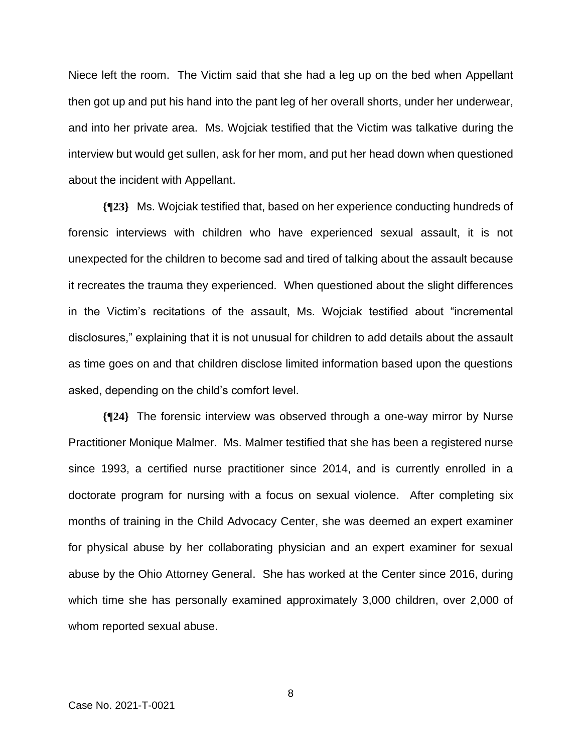Niece left the room. The Victim said that she had a leg up on the bed when Appellant then got up and put his hand into the pant leg of her overall shorts, under her underwear, and into her private area. Ms. Wojciak testified that the Victim was talkative during the interview but would get sullen, ask for her mom, and put her head down when questioned about the incident with Appellant.

**{¶23}** Ms. Wojciak testified that, based on her experience conducting hundreds of forensic interviews with children who have experienced sexual assault, it is not unexpected for the children to become sad and tired of talking about the assault because it recreates the trauma they experienced. When questioned about the slight differences in the Victim's recitations of the assault, Ms. Wojciak testified about "incremental disclosures," explaining that it is not unusual for children to add details about the assault as time goes on and that children disclose limited information based upon the questions asked, depending on the child's comfort level.

**{¶24}** The forensic interview was observed through a one-way mirror by Nurse Practitioner Monique Malmer. Ms. Malmer testified that she has been a registered nurse since 1993, a certified nurse practitioner since 2014, and is currently enrolled in a doctorate program for nursing with a focus on sexual violence. After completing six months of training in the Child Advocacy Center, she was deemed an expert examiner for physical abuse by her collaborating physician and an expert examiner for sexual abuse by the Ohio Attorney General. She has worked at the Center since 2016, during which time she has personally examined approximately 3,000 children, over 2,000 of whom reported sexual abuse.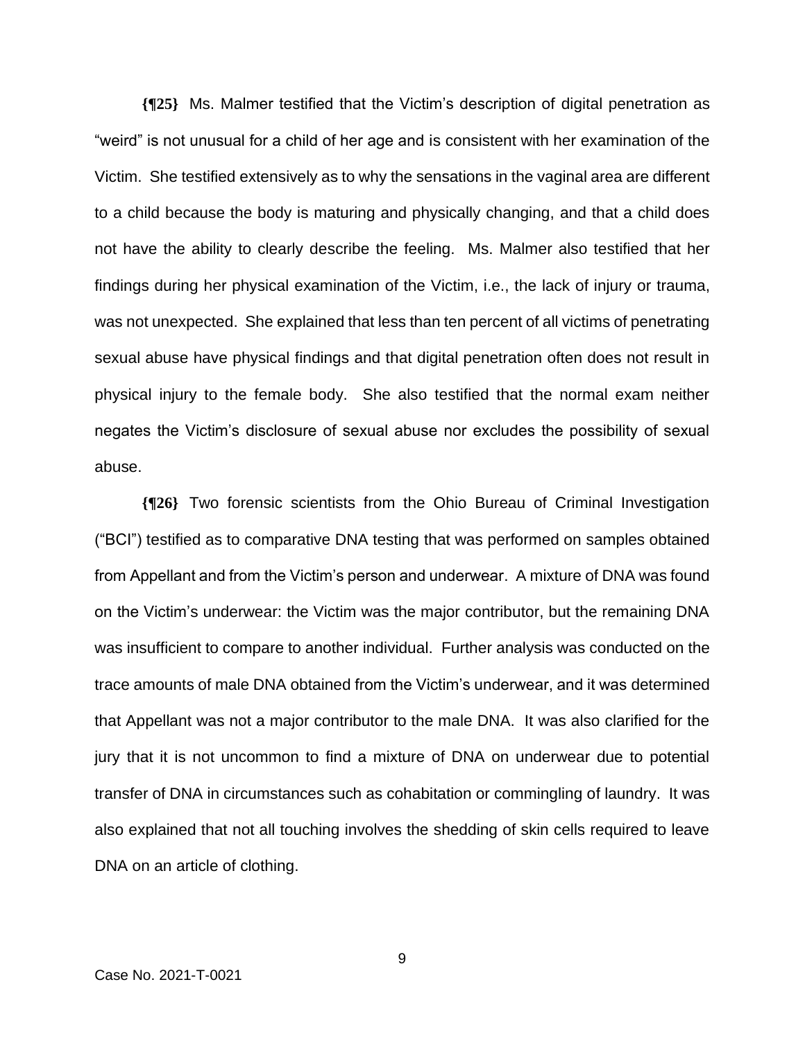**{¶25}** Ms. Malmer testified that the Victim's description of digital penetration as "weird" is not unusual for a child of her age and is consistent with her examination of the Victim. She testified extensively as to why the sensations in the vaginal area are different to a child because the body is maturing and physically changing, and that a child does not have the ability to clearly describe the feeling. Ms. Malmer also testified that her findings during her physical examination of the Victim, i.e., the lack of injury or trauma, was not unexpected. She explained that less than ten percent of all victims of penetrating sexual abuse have physical findings and that digital penetration often does not result in physical injury to the female body. She also testified that the normal exam neither negates the Victim's disclosure of sexual abuse nor excludes the possibility of sexual abuse.

**{¶26}** Two forensic scientists from the Ohio Bureau of Criminal Investigation ("BCI") testified as to comparative DNA testing that was performed on samples obtained from Appellant and from the Victim's person and underwear. A mixture of DNA was found on the Victim's underwear: the Victim was the major contributor, but the remaining DNA was insufficient to compare to another individual. Further analysis was conducted on the trace amounts of male DNA obtained from the Victim's underwear, and it was determined that Appellant was not a major contributor to the male DNA. It was also clarified for the jury that it is not uncommon to find a mixture of DNA on underwear due to potential transfer of DNA in circumstances such as cohabitation or commingling of laundry. It was also explained that not all touching involves the shedding of skin cells required to leave DNA on an article of clothing.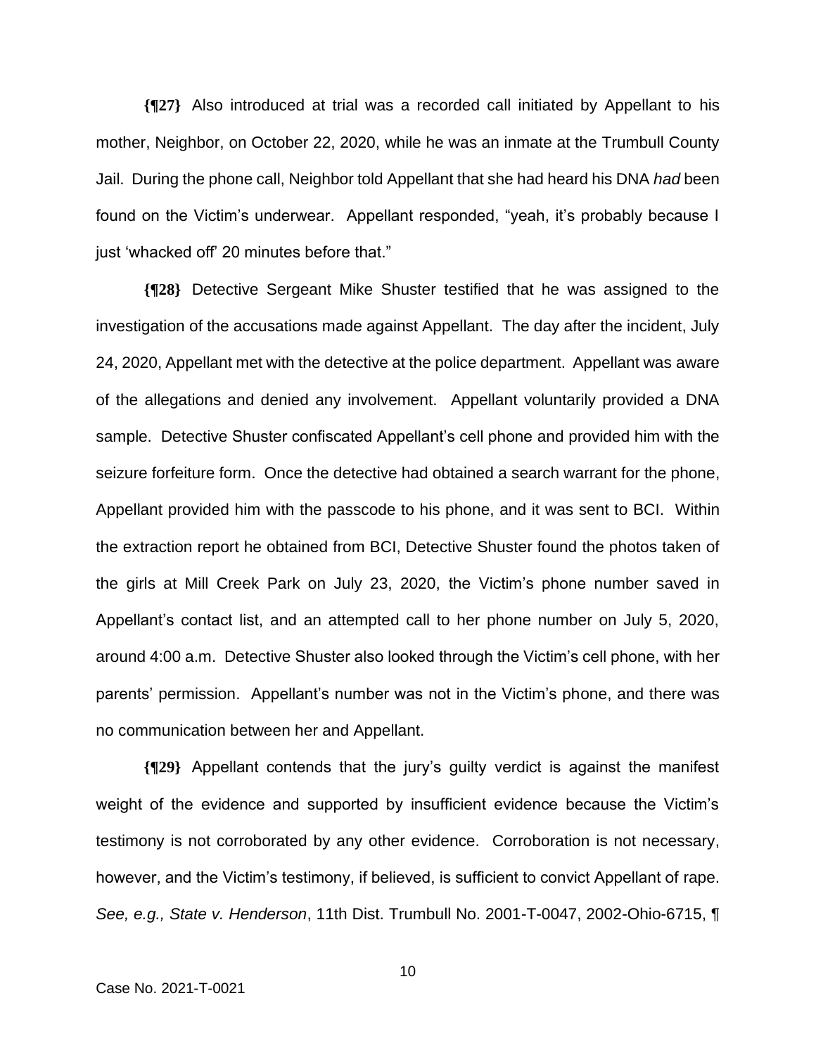**{¶27}** Also introduced at trial was a recorded call initiated by Appellant to his mother, Neighbor, on October 22, 2020, while he was an inmate at the Trumbull County Jail. During the phone call, Neighbor told Appellant that she had heard his DNA *had* been found on the Victim's underwear. Appellant responded, "yeah, it's probably because I just 'whacked off' 20 minutes before that."

**{¶28}** Detective Sergeant Mike Shuster testified that he was assigned to the investigation of the accusations made against Appellant. The day after the incident, July 24, 2020, Appellant met with the detective at the police department. Appellant was aware of the allegations and denied any involvement. Appellant voluntarily provided a DNA sample. Detective Shuster confiscated Appellant's cell phone and provided him with the seizure forfeiture form. Once the detective had obtained a search warrant for the phone, Appellant provided him with the passcode to his phone, and it was sent to BCI. Within the extraction report he obtained from BCI, Detective Shuster found the photos taken of the girls at Mill Creek Park on July 23, 2020, the Victim's phone number saved in Appellant's contact list, and an attempted call to her phone number on July 5, 2020, around 4:00 a.m. Detective Shuster also looked through the Victim's cell phone, with her parents' permission. Appellant's number was not in the Victim's phone, and there was no communication between her and Appellant.

**{¶29}** Appellant contends that the jury's guilty verdict is against the manifest weight of the evidence and supported by insufficient evidence because the Victim's testimony is not corroborated by any other evidence. Corroboration is not necessary, however, and the Victim's testimony, if believed, is sufficient to convict Appellant of rape. *See, e.g., State v. Henderson*, 11th Dist. Trumbull No. 2001-T-0047, 2002-Ohio-6715, ¶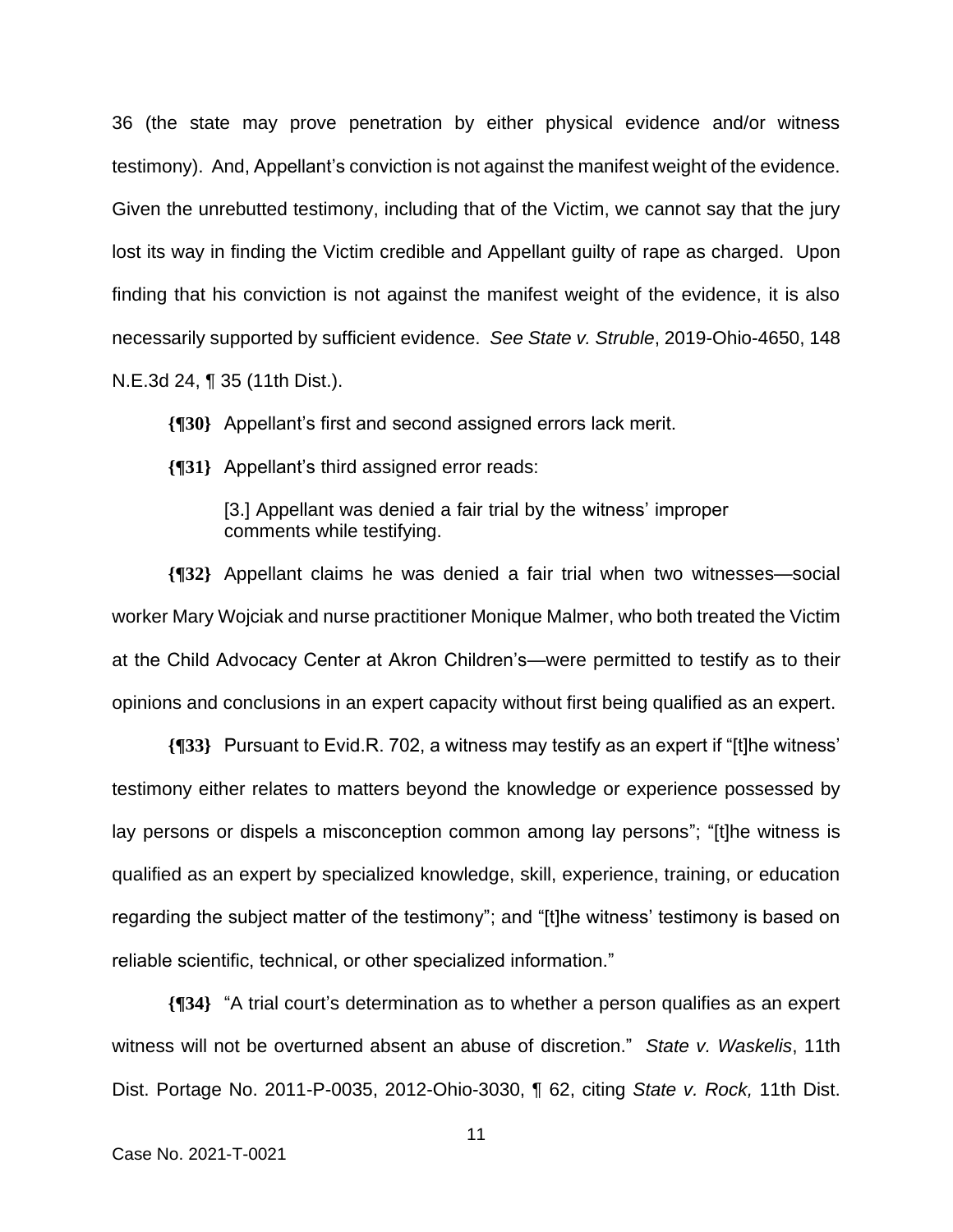36 (the state may prove penetration by either physical evidence and/or witness testimony). And, Appellant's conviction is not against the manifest weight of the evidence. Given the unrebutted testimony, including that of the Victim, we cannot say that the jury lost its way in finding the Victim credible and Appellant guilty of rape as charged. Upon finding that his conviction is not against the manifest weight of the evidence, it is also necessarily supported by sufficient evidence. *See State v. Struble*, 2019-Ohio-4650, 148 N.E.3d 24, ¶ 35 (11th Dist.).

**{¶30}** Appellant's first and second assigned errors lack merit.

**{¶31}** Appellant's third assigned error reads:

> [3.] Appellant was denied a fair trial by the witness' improper comments while testifying.

**{¶32}** Appellant claims he was denied a fair trial when two witnesses—social worker Mary Wojciak and nurse practitioner Monique Malmer, who both treated the Victim at the Child Advocacy Center at Akron Children's—were permitted to testify as to their opinions and conclusions in an expert capacity without first being qualified as an expert.

**{¶33}** Pursuant to Evid.R. 702, a witness may testify as an expert if "[t]he witness' testimony either relates to matters beyond the knowledge or experience possessed by lay persons or dispels a misconception common among lay persons"; "[t]he witness is qualified as an expert by specialized knowledge, skill, experience, training, or education regarding the subject matter of the testimony"; and "[t]he witness' testimony is based on reliable scientific, technical, or other specialized information."

**{¶34}** "A trial court's determination as to whether a person qualifies as an expert witness will not be overturned absent an abuse of discretion." *State v. Waskelis*, 11th Dist. Portage No. 2011-P-0035, 2012-Ohio-3030, ¶ 62, citing *State v. Rock,* 11th Dist.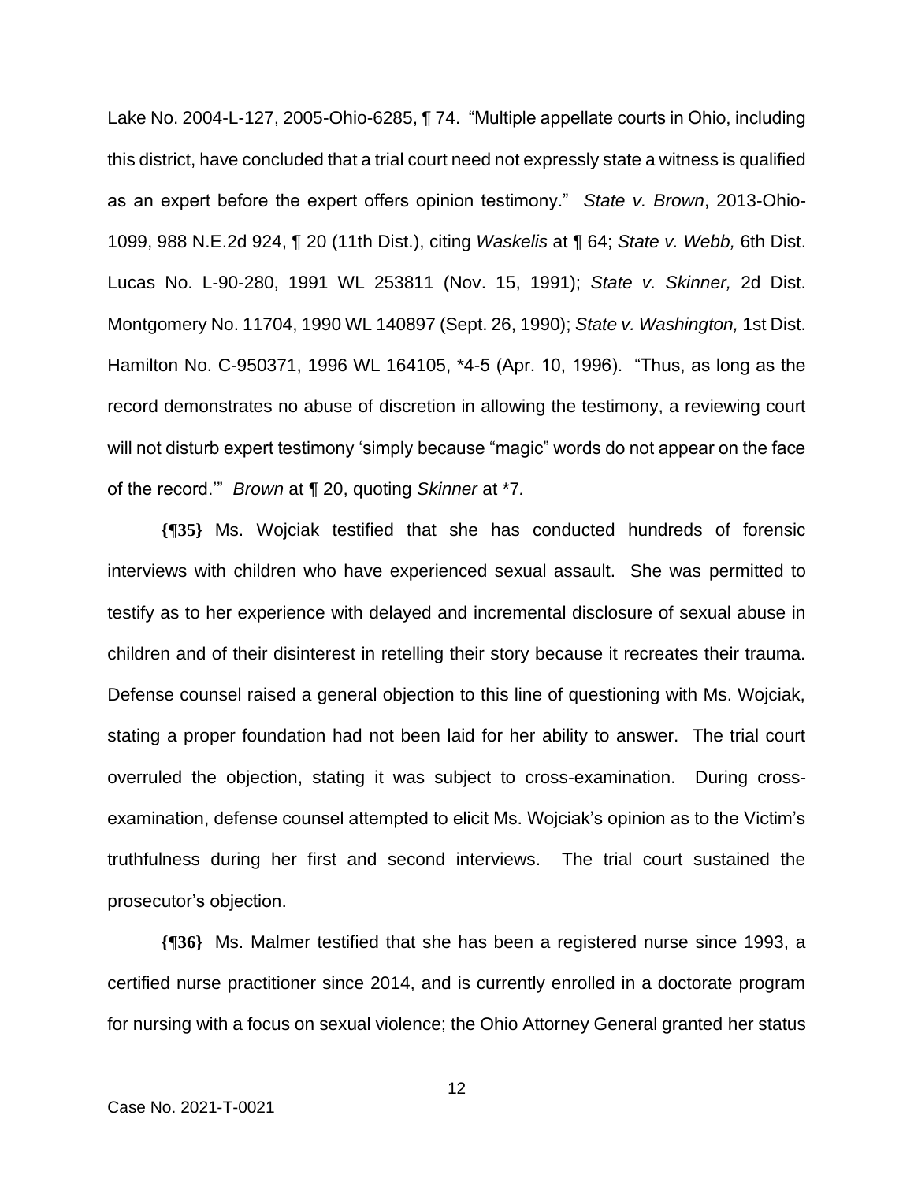Lake No. 2004-L-127, 2005-Ohio-6285, ¶ 74. "Multiple appellate courts in Ohio, including this district, have concluded that a trial court need not expressly state a witness is qualified as an expert before the expert offers opinion testimony." *State v. Brown*, 2013-Ohio-1099, 988 N.E.2d 924, ¶ 20 (11th Dist.), citing *Waskelis* at ¶ 64; *State v. Webb,* 6th Dist. Lucas No. L-90-280, 1991 WL 253811 (Nov. 15, 1991); *State v. Skinner,* 2d Dist. Montgomery No. 11704, 1990 WL 140897 (Sept. 26, 1990); *State v. Washington,* 1st Dist. Hamilton No. C-950371, 1996 WL 164105, *4-5 (Apr. 10, 1996). "Thus, as long as the record demonstrates no abuse of discretion in allowing the testimony, a reviewing court will not disturb expert testimony 'simply because "magic" words do not appear on the face of the record.'" *Brown* at ¶ 20, quoting *Skinner* at *7.

**{¶35}** Ms. Wojciak testified that she has conducted hundreds of forensic interviews with children who have experienced sexual assault. She was permitted to testify as to her experience with delayed and incremental disclosure of sexual abuse in children and of their disinterest in retelling their story because it recreates their trauma. Defense counsel raised a general objection to this line of questioning with Ms. Wojciak, stating a proper foundation had not been laid for her ability to answer. The trial court overruled the objection, stating it was subject to cross-examination. During cross-examination, defense counsel attempted to elicit Ms. Wojciak's opinion as to the Victim's truthfulness during her first and second interviews. The trial court sustained the prosecutor's objection.

**{¶36}** Ms. Malmer testified that she has been a registered nurse since 1993, a certified nurse practitioner since 2014, and is currently enrolled in a doctorate program for nursing with a focus on sexual violence; the Ohio Attorney General granted her status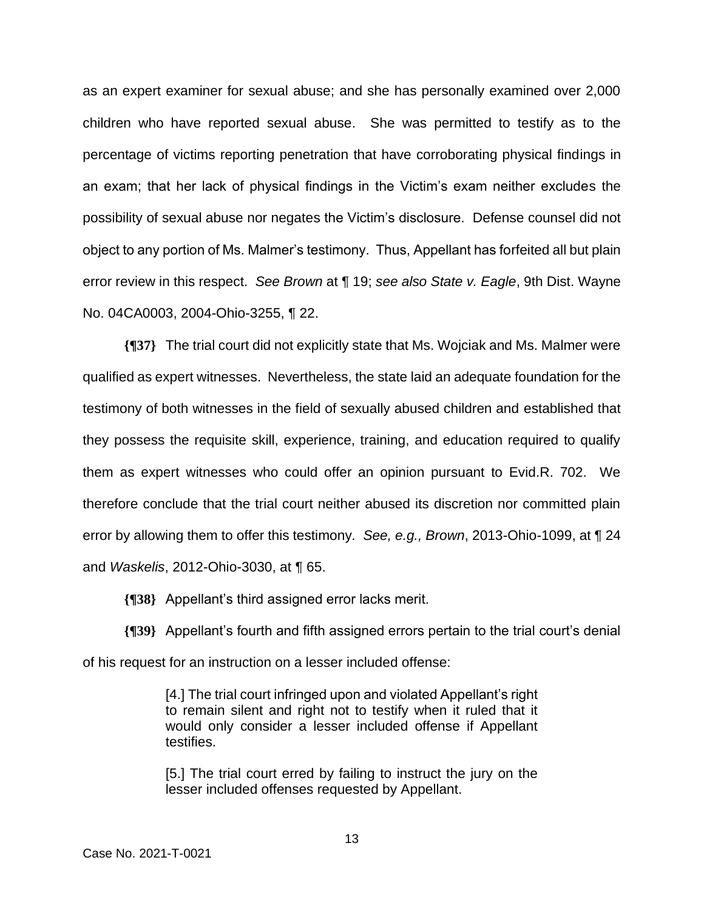as an expert examiner for sexual abuse; and she has personally examined over 2,000 children who have reported sexual abuse. She was permitted to testify as to the percentage of victims reporting penetration that have corroborating physical findings in an exam; that her lack of physical findings in the Victim's exam neither excludes the possibility of sexual abuse nor negates the Victim's disclosure. Defense counsel did not object to any portion of Ms. Malmer's testimony. Thus, Appellant has forfeited all but plain error review in this respect. *See Brown* at ¶ 19; *see also State v. Eagle*, 9th Dist. Wayne No. 04CA0003, 2004-Ohio-3255, ¶ 22.

**{¶37}** The trial court did not explicitly state that Ms. Wojciak and Ms. Malmer were qualified as expert witnesses. Nevertheless, the state laid an adequate foundation for the testimony of both witnesses in the field of sexually abused children and established that they possess the requisite skill, experience, training, and education required to qualify them as expert witnesses who could offer an opinion pursuant to Evid.R. 702. We therefore conclude that the trial court neither abused its discretion nor committed plain error by allowing them to offer this testimony. *See, e.g., Brown*, 2013-Ohio-1099, at ¶ 24 and *Waskelis*, 2012-Ohio-3030, at ¶ 65.

**{¶38}** Appellant's third assigned error lacks merit.

**{¶39}** Appellant's fourth and fifth assigned errors pertain to the trial court's denial of his request for an instruction on a lesser included offense:

> [4.] The trial court infringed upon and violated Appellant's right to remain silent and right not to testify when it ruled that it would only consider a lesser included offense if Appellant testifies.
>
> [5.] The trial court erred by failing to instruct the jury on the lesser included offenses requested by Appellant.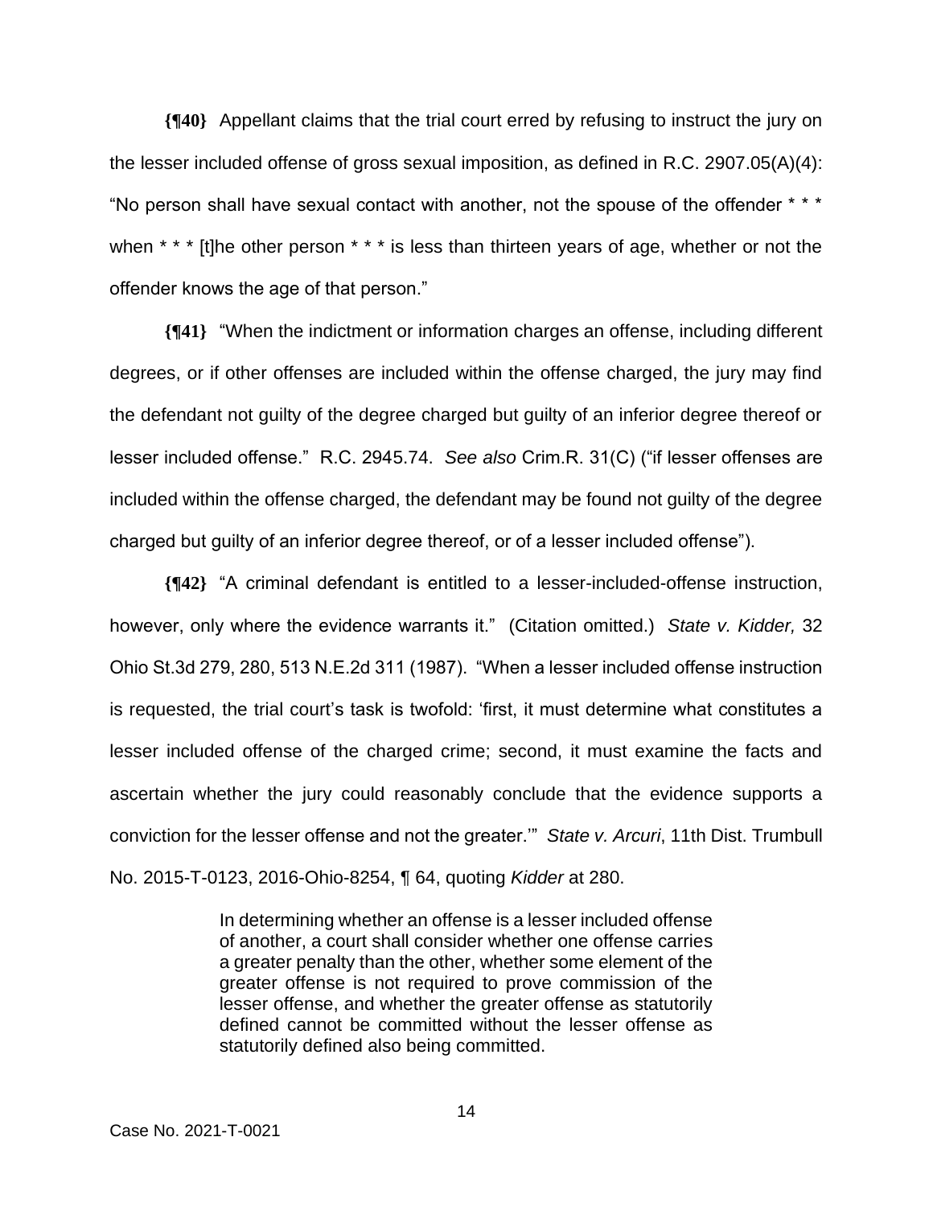**{¶40}** Appellant claims that the trial court erred by refusing to instruct the jury on the lesser included offense of gross sexual imposition, as defined in R.C. 2907.05(A)(4): "No person shall have sexual contact with another, not the spouse of the offender * * * when * * * [t]he other person * * * is less than thirteen years of age, whether or not the offender knows the age of that person."

**{¶41}** "When the indictment or information charges an offense, including different degrees, or if other offenses are included within the offense charged, the jury may find the defendant not guilty of the degree charged but guilty of an inferior degree thereof or lesser included offense." R.C. 2945.74. *See also* Crim.R. 31(C) ("if lesser offenses are included within the offense charged, the defendant may be found not guilty of the degree charged but guilty of an inferior degree thereof, or of a lesser included offense").

**{¶42}** "A criminal defendant is entitled to a lesser-included-offense instruction, however, only where the evidence warrants it." (Citation omitted.) *State v. Kidder,* 32 Ohio St.3d 279, 280, 513 N.E.2d 311 (1987). "When a lesser included offense instruction is requested, the trial court's task is twofold: 'first, it must determine what constitutes a lesser included offense of the charged crime; second, it must examine the facts and ascertain whether the jury could reasonably conclude that the evidence supports a conviction for the lesser offense and not the greater.'" *State v. Arcuri*, 11th Dist. Trumbull No. 2015-T-0123, 2016-Ohio-8254, ¶ 64, quoting *Kidder* at 280.

> In determining whether an offense is a lesser included offense of another, a court shall consider whether one offense carries a greater penalty than the other, whether some element of the greater offense is not required to prove commission of the lesser offense, and whether the greater offense as statutorily defined cannot be committed without the lesser offense as statutorily defined also being committed.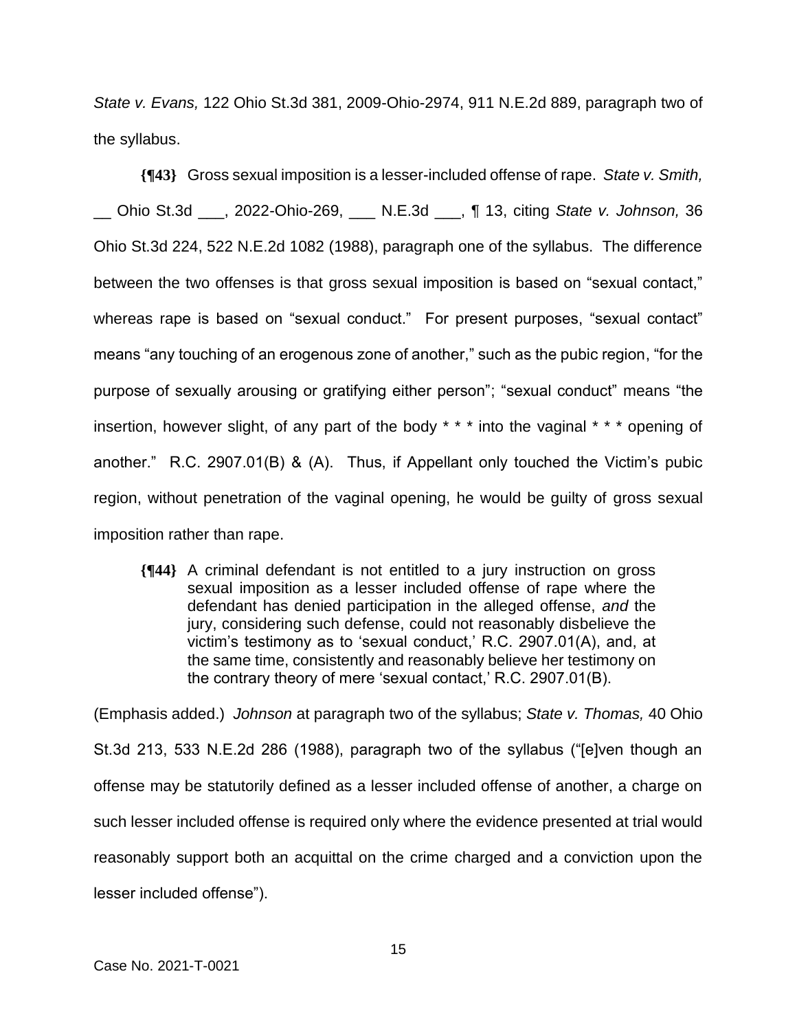*State v. Evans,* 122 Ohio St.3d 381, 2009-Ohio-2974, 911 N.E.2d 889, paragraph two of the syllabus.

**{¶43}** Gross sexual imposition is a lesser-included offense of rape. *State v. Smith,* __ Ohio St.3d ___, 2022-Ohio-269, ___ N.E.3d ___, ¶ 13, citing *State v. Johnson,* 36 Ohio St.3d 224, 522 N.E.2d 1082 (1988), paragraph one of the syllabus. The difference between the two offenses is that gross sexual imposition is based on "sexual contact," whereas rape is based on "sexual conduct." For present purposes, "sexual contact" means "any touching of an erogenous zone of another," such as the pubic region, "for the purpose of sexually arousing or gratifying either person"; "sexual conduct" means "the insertion, however slight, of any part of the body * * * into the vaginal * * * opening of another." R.C. 2907.01(B) & (A). Thus, if Appellant only touched the Victim's pubic region, without penetration of the vaginal opening, he would be guilty of gross sexual imposition rather than rape.

> **{¶44}** A criminal defendant is not entitled to a jury instruction on gross sexual imposition as a lesser included offense of rape where the defendant has denied participation in the alleged offense, *and* the jury, considering such defense, could not reasonably disbelieve the victim's testimony as to 'sexual conduct,' R.C. 2907.01(A), and, at the same time, consistently and reasonably believe her testimony on the contrary theory of mere 'sexual contact,' R.C. 2907.01(B).

(Emphasis added.) *Johnson* at paragraph two of the syllabus; *State v. Thomas,* 40 Ohio St.3d 213, 533 N.E.2d 286 (1988), paragraph two of the syllabus ("[e]ven though an offense may be statutorily defined as a lesser included offense of another, a charge on such lesser included offense is required only where the evidence presented at trial would reasonably support both an acquittal on the crime charged and a conviction upon the lesser included offense").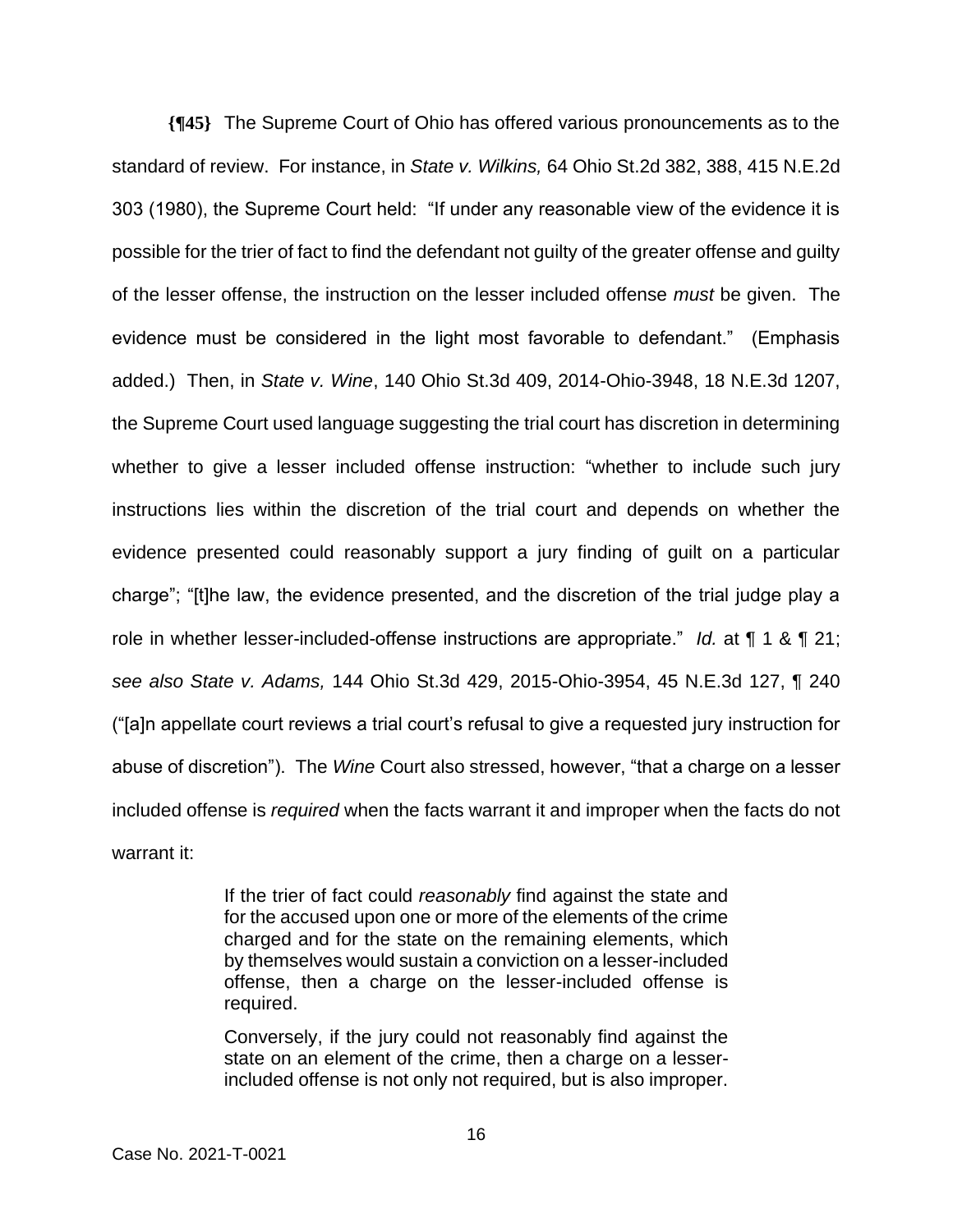**{¶45}** The Supreme Court of Ohio has offered various pronouncements as to the standard of review. For instance, in *State v. Wilkins,* 64 Ohio St.2d 382, 388, 415 N.E.2d 303 (1980), the Supreme Court held: "If under any reasonable view of the evidence it is possible for the trier of fact to find the defendant not guilty of the greater offense and guilty of the lesser offense, the instruction on the lesser included offense *must* be given. The evidence must be considered in the light most favorable to defendant." (Emphasis added.) Then, in *State v. Wine*, 140 Ohio St.3d 409, 2014-Ohio-3948, 18 N.E.3d 1207, the Supreme Court used language suggesting the trial court has discretion in determining whether to give a lesser included offense instruction: "whether to include such jury instructions lies within the discretion of the trial court and depends on whether the evidence presented could reasonably support a jury finding of guilt on a particular charge"; "[t]he law, the evidence presented, and the discretion of the trial judge play a role in whether lesser-included-offense instructions are appropriate." *Id.* at ¶ 1 & ¶ 21; *see also State v. Adams,* 144 Ohio St.3d 429, 2015-Ohio-3954, 45 N.E.3d 127, ¶ 240 ("[a]n appellate court reviews a trial court's refusal to give a requested jury instruction for abuse of discretion"). The *Wine* Court also stressed, however, "that a charge on a lesser included offense is *required* when the facts warrant it and improper when the facts do not warrant it:

> If the trier of fact could *reasonably* find against the state and for the accused upon one or more of the elements of the crime charged and for the state on the remaining elements, which by themselves would sustain a conviction on a lesser-included offense, then a charge on the lesser-included offense is required.
>
> Conversely, if the jury could not reasonably find against the state on an element of the crime, then a charge on a lesser-included offense is not only not required, but is also improper.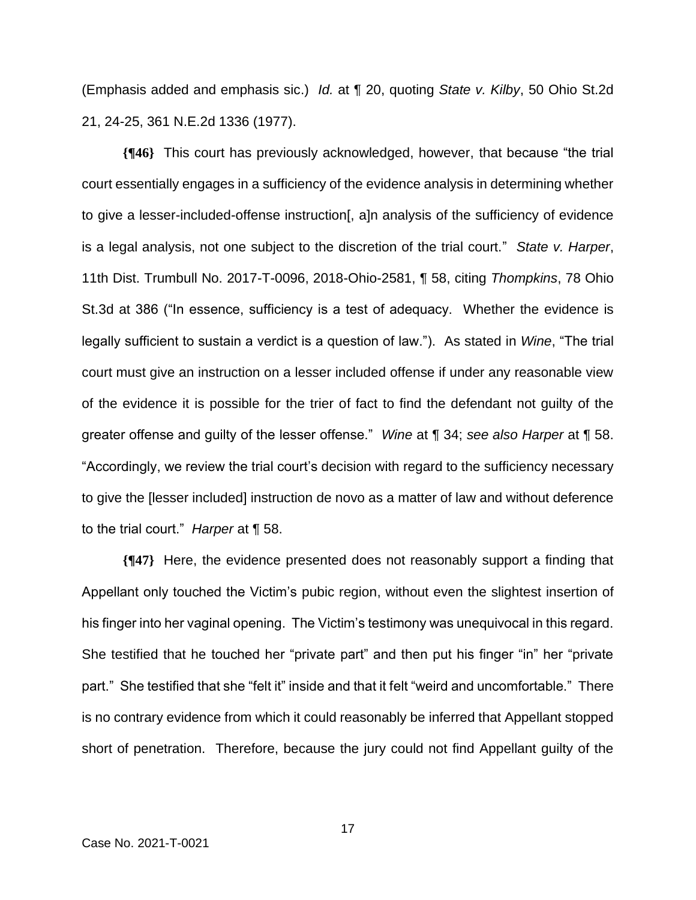(Emphasis added and emphasis sic.) *Id.* at ¶ 20, quoting *State v. Kilby*, 50 Ohio St.2d 21, 24-25, 361 N.E.2d 1336 (1977).

**{¶46}** This court has previously acknowledged, however, that because "the trial court essentially engages in a sufficiency of the evidence analysis in determining whether to give a lesser-included-offense instruction[, a]n analysis of the sufficiency of evidence is a legal analysis, not one subject to the discretion of the trial court." *State v. Harper*, 11th Dist. Trumbull No. 2017-T-0096, 2018-Ohio-2581, ¶ 58, citing *Thompkins*, 78 Ohio St.3d at 386 ("In essence, sufficiency is a test of adequacy. Whether the evidence is legally sufficient to sustain a verdict is a question of law."). As stated in *Wine*, "The trial court must give an instruction on a lesser included offense if under any reasonable view of the evidence it is possible for the trier of fact to find the defendant not guilty of the greater offense and guilty of the lesser offense." *Wine* at ¶ 34; *see also Harper* at ¶ 58. "Accordingly, we review the trial court's decision with regard to the sufficiency necessary to give the [lesser included] instruction de novo as a matter of law and without deference to the trial court." *Harper* at ¶ 58.

**{¶47}** Here, the evidence presented does not reasonably support a finding that Appellant only touched the Victim's pubic region, without even the slightest insertion of his finger into her vaginal opening. The Victim's testimony was unequivocal in this regard. She testified that he touched her "private part" and then put his finger "in" her "private part." She testified that she "felt it" inside and that it felt "weird and uncomfortable." There is no contrary evidence from which it could reasonably be inferred that Appellant stopped short of penetration. Therefore, because the jury could not find Appellant guilty of the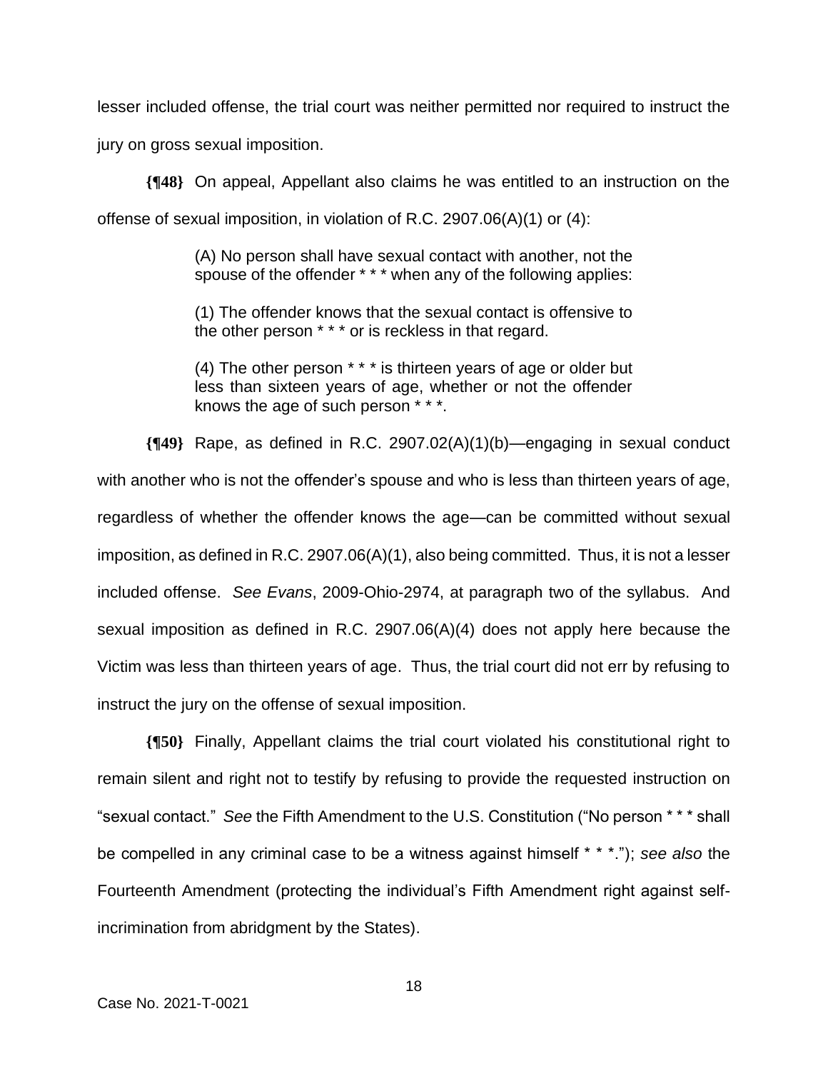lesser included offense, the trial court was neither permitted nor required to instruct the jury on gross sexual imposition.

**{¶48}** On appeal, Appellant also claims he was entitled to an instruction on the offense of sexual imposition, in violation of R.C. 2907.06(A)(1) or (4):

> (A) No person shall have sexual contact with another, not the spouse of the offender * * * when any of the following applies:
>
> (1) The offender knows that the sexual contact is offensive to the other person * * * or is reckless in that regard.
>
> (4) The other person * * * is thirteen years of age or older but less than sixteen years of age, whether or not the offender knows the age of such person * * *.

**{¶49}** Rape, as defined in R.C. 2907.02(A)(1)(b)—engaging in sexual conduct with another who is not the offender's spouse and who is less than thirteen years of age, regardless of whether the offender knows the age—can be committed without sexual imposition, as defined in R.C. 2907.06(A)(1), also being committed. Thus, it is not a lesser included offense. *See Evans*, 2009-Ohio-2974, at paragraph two of the syllabus. And sexual imposition as defined in R.C. 2907.06(A)(4) does not apply here because the Victim was less than thirteen years of age. Thus, the trial court did not err by refusing to instruct the jury on the offense of sexual imposition.

**{¶50}** Finally, Appellant claims the trial court violated his constitutional right to remain silent and right not to testify by refusing to provide the requested instruction on "sexual contact." *See* the Fifth Amendment to the U.S. Constitution ("No person * * * shall be compelled in any criminal case to be a witness against himself * * *."); *see also* the Fourteenth Amendment (protecting the individual's Fifth Amendment right against self-incrimination from abridgment by the States).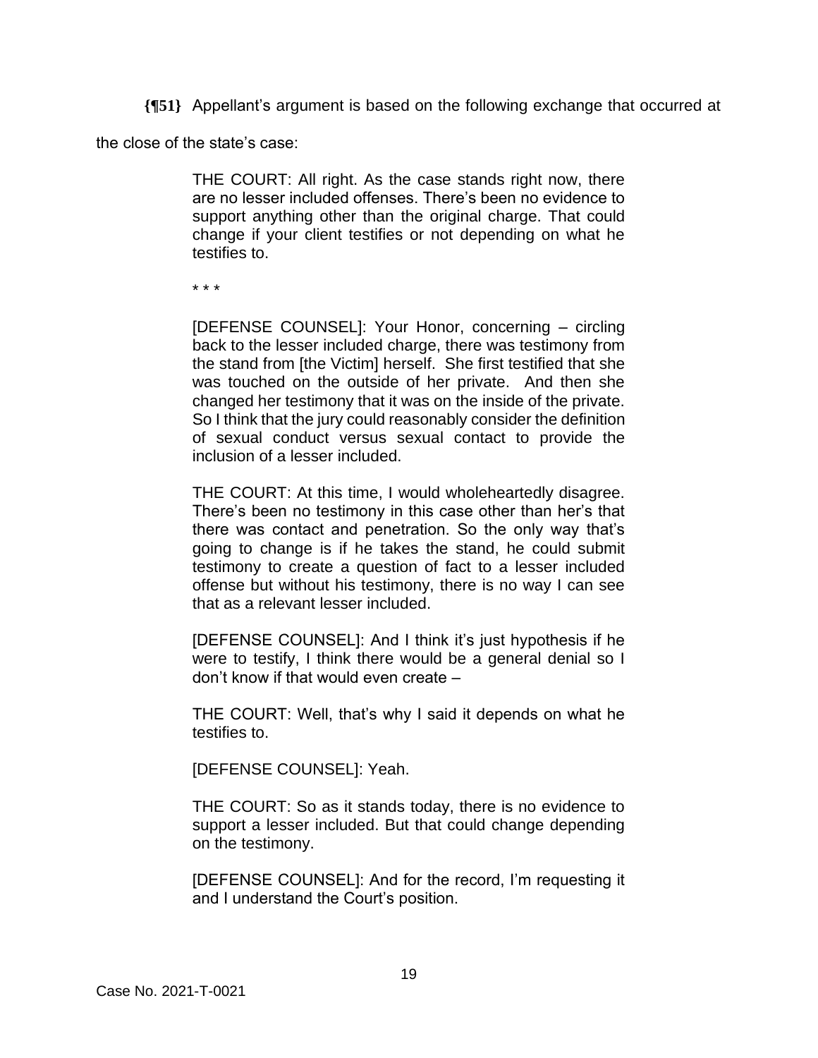**{¶51}** Appellant's argument is based on the following exchange that occurred at the close of the state's case:

> THE COURT: All right. As the case stands right now, there are no lesser included offenses. There's been no evidence to support anything other than the original charge. That could change if your client testifies or not depending on what he testifies to.
>
> * * *
>
> [DEFENSE COUNSEL]: Your Honor, concerning – circling back to the lesser included charge, there was testimony from the stand from [the Victim] herself. She first testified that she was touched on the outside of her private. And then she changed her testimony that it was on the inside of the private. So I think that the jury could reasonably consider the definition of sexual conduct versus sexual contact to provide the inclusion of a lesser included.
>
> THE COURT: At this time, I would wholeheartedly disagree. There's been no testimony in this case other than her's that there was contact and penetration. So the only way that's going to change is if he takes the stand, he could submit testimony to create a question of fact to a lesser included offense but without his testimony, there is no way I can see that as a relevant lesser included.
>
> [DEFENSE COUNSEL]: And I think it's just hypothesis if he were to testify, I think there would be a general denial so I don't know if that would even create –
>
> THE COURT: Well, that's why I said it depends on what he testifies to.
>
> [DEFENSE COUNSEL]: Yeah.
>
> THE COURT: So as it stands today, there is no evidence to support a lesser included. But that could change depending on the testimony.
>
> [DEFENSE COUNSEL]: And for the record, I'm requesting it and I understand the Court's position.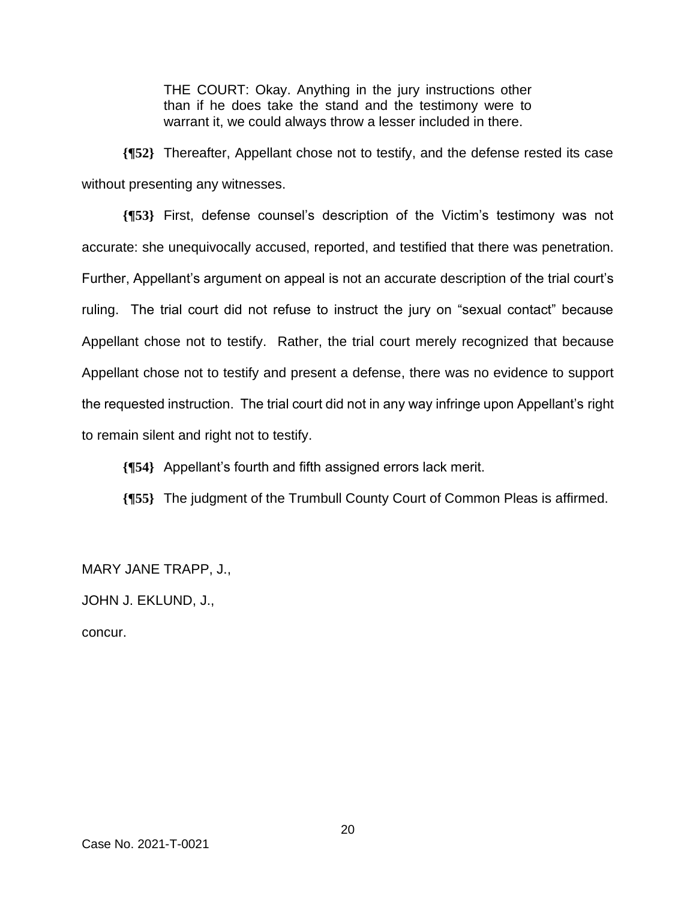> THE COURT: Okay. Anything in the jury instructions other than if he does take the stand and the testimony were to warrant it, we could always throw a lesser included in there.

**{¶52}** Thereafter, Appellant chose not to testify, and the defense rested its case without presenting any witnesses.

**{¶53}** First, defense counsel's description of the Victim's testimony was not accurate: she unequivocally accused, reported, and testified that there was penetration. Further, Appellant's argument on appeal is not an accurate description of the trial court's ruling. The trial court did not refuse to instruct the jury on "sexual contact" because Appellant chose not to testify. Rather, the trial court merely recognized that because Appellant chose not to testify and present a defense, there was no evidence to support the requested instruction. The trial court did not in any way infringe upon Appellant's right to remain silent and right not to testify.

**{¶54}** Appellant's fourth and fifth assigned errors lack merit.

**{¶55}** The judgment of the Trumbull County Court of Common Pleas is affirmed.

MARY JANE TRAPP, J.,

JOHN J. EKLUND, J.,

concur.

Case No. 2021-T-0021